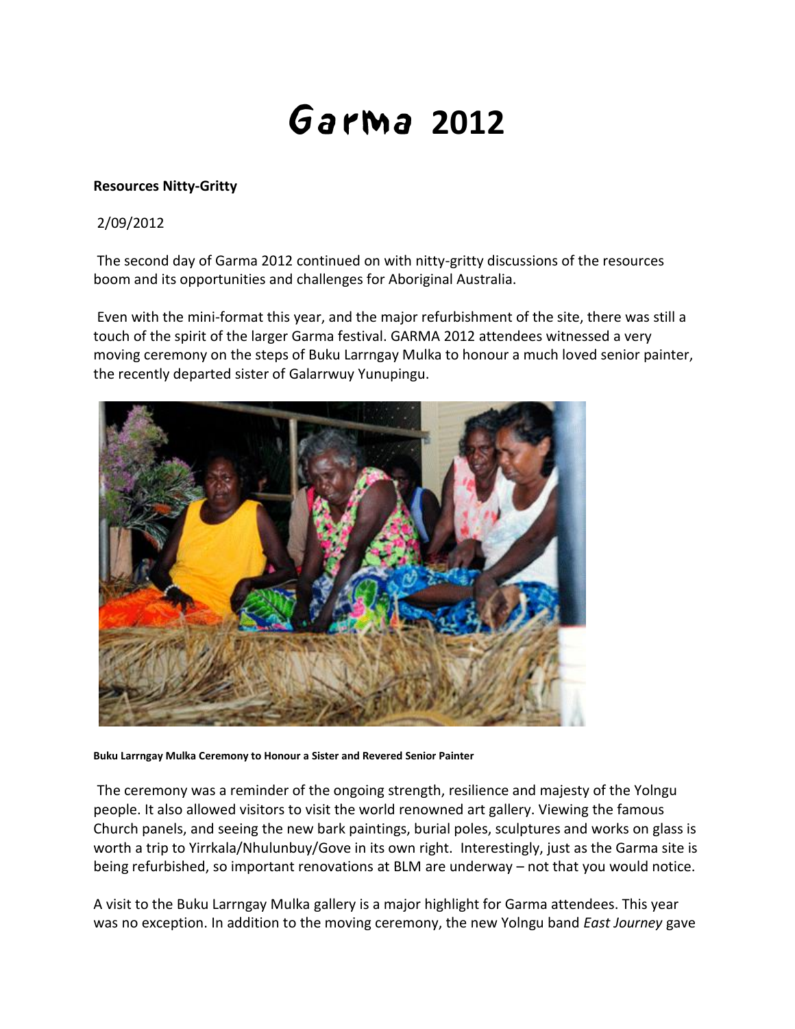# Garma 2012

**Resources Nitty-Gritty**

2/09/2012

The second day of Garma 2012 continued on with nitty-gritty discussions of the resources boom and its opportunities and challenges for Aboriginal Australia.

Even with the mini-format this year, and the major refurbishment of the site, there was still a touch of the spirit of the larger Garma festival. GARMA 2012 attendees witnessed a very moving ceremony on the steps of Buku Larrngay Mulka to honour a much loved senior painter, the recently departed sister of Galarrwuy Yunupingu.

**Buku Larrngay Mulka Ceremony to Honour a Sister and Revered Senior Painter**

The ceremony was a reminder of the ongoing strength, resilience and majesty of the Yolngu people. It also allowed visitors to visit the world renowned art gallery. Viewing the famous Church panels, and seeing the new bark paintings, burial poles, sculptures and works on glass is worth a trip to Yirrkala/Nhulunbuy/Gove in its own right. Interestingly, just as the Garma site is being refurbished, so important renovations at BLM are underway – not that you would notice.

A visit to the Buku Larrngay Mulka gallery is a major highlight for Garma attendees. This year was no exception. In addition to the moving ceremony, the new Yolngu band *East Journey* gave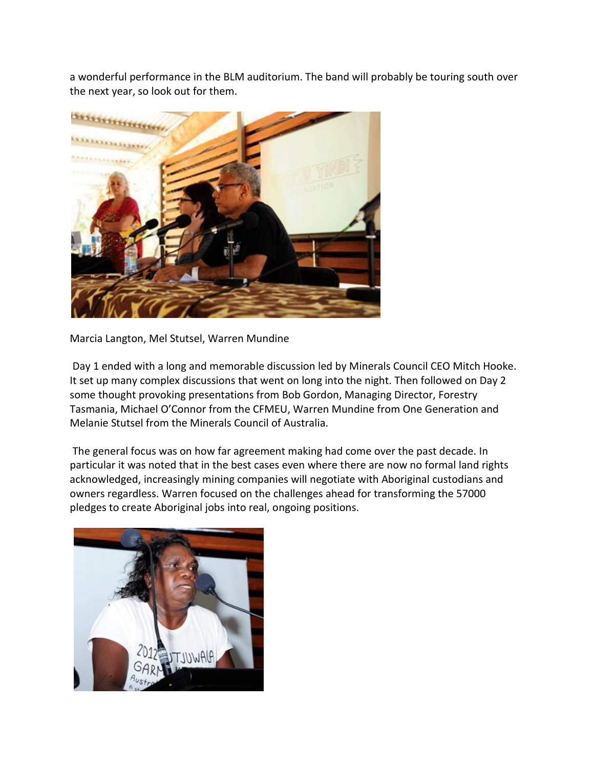a wonderful performance in the BLM auditorium. The band will probably be touring south over the next year, so look out for them.

Marcia Langton, Mel Stutsel, Warren Mundine

Day 1 ended with a long and memorable discussion led by Minerals Council CEO Mitch Hooke. It set up many complex discussions that went on long into the night. Then followed on Day 2 some thought provoking presentations from Bob Gordon, Managing Director, Forestry Tasmania, Michael O'Connor from the CFMEU, Warren Mundine from One Generation and Melanie Stutsel from the Minerals Council of Australia.

The general focus was on how far agreement making had come over the past decade. In particular it was noted that in the best cases even where there are now no formal land rights acknowledged, increasingly mining companies will negotiate with Aboriginal custodians and owners regardless. Warren focused on the challenges ahead for transforming the 57000 pledges to create Aboriginal jobs into real, ongoing positions.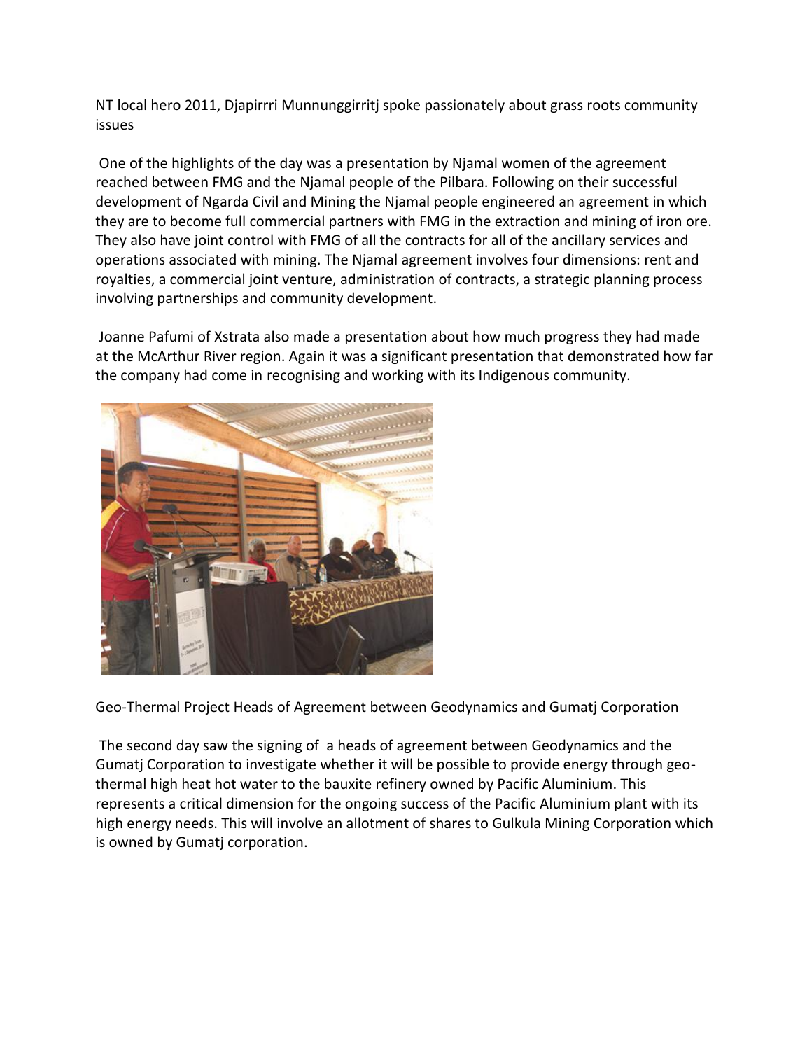NT local hero 2011, Djapirrri Munnunggirritj spoke passionately about grass roots community issues

One of the highlights of the day was a presentation by Njamal women of the agreement reached between FMG and the Njamal people of the Pilbara. Following on their successful development of Ngarda Civil and Mining the Njamal people engineered an agreement in which they are to become full commercial partners with FMG in the extraction and mining of iron ore. They also have joint control with FMG of all the contracts for all of the ancillary services and operations associated with mining. The Njamal agreement involves four dimensions: rent and royalties, a commercial joint venture, administration of contracts, a strategic planning process involving partnerships and community development.

Joanne Pafumi of Xstrata also made a presentation about how much progress they had made at the McArthur River region. Again it was a significant presentation that demonstrated how far the company had come in recognising and working with its Indigenous community.

Geo-Thermal Project Heads of Agreement between Geodynamics and Gumatj Corporation

The second day saw the signing of a heads of agreement between Geodynamics and the Gumatj Corporation to investigate whether it will be possible to provide energy through geo-thermal high heat hot water to the bauxite refinery owned by Pacific Aluminium. This represents a critical dimension for the ongoing success of the Pacific Aluminium plant with its high energy needs. This will involve an allotment of shares to Gulkula Mining Corporation which is owned by Gumatj corporation.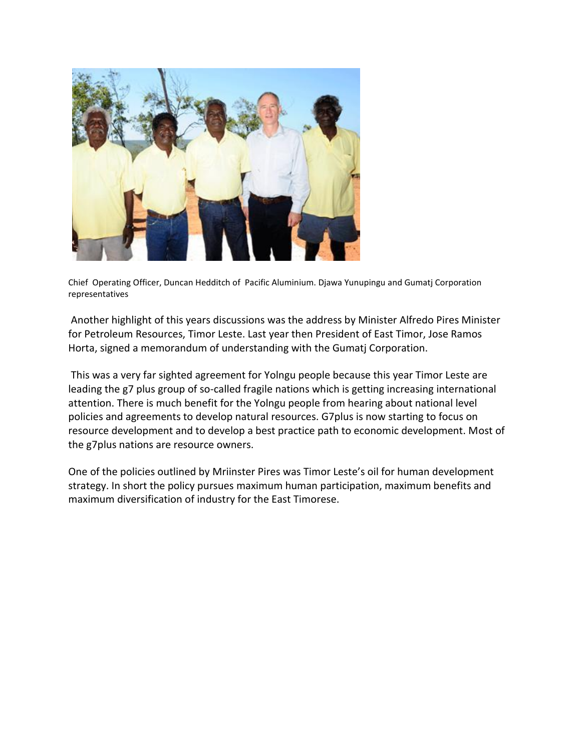Chief Operating Officer, Duncan Hedditch of Pacific Aluminium. Djawa Yunupingu and Gumatj Corporation representatives

Another highlight of this years discussions was the address by Minister Alfredo Pires Minister for Petroleum Resources, Timor Leste. Last year then President of East Timor, Jose Ramos Horta, signed a memorandum of understanding with the Gumatj Corporation.

This was a very far sighted agreement for Yolngu people because this year Timor Leste are leading the g7 plus group of so-called fragile nations which is getting increasing international attention. There is much benefit for the Yolngu people from hearing about national level policies and agreements to develop natural resources. G7plus is now starting to focus on resource development and to develop a best practice path to economic development. Most of the g7plus nations are resource owners.

One of the policies outlined by Mriinster Pires was Timor Leste's oil for human development strategy. In short the policy pursues maximum human participation, maximum benefits and maximum diversification of industry for the East Timorese.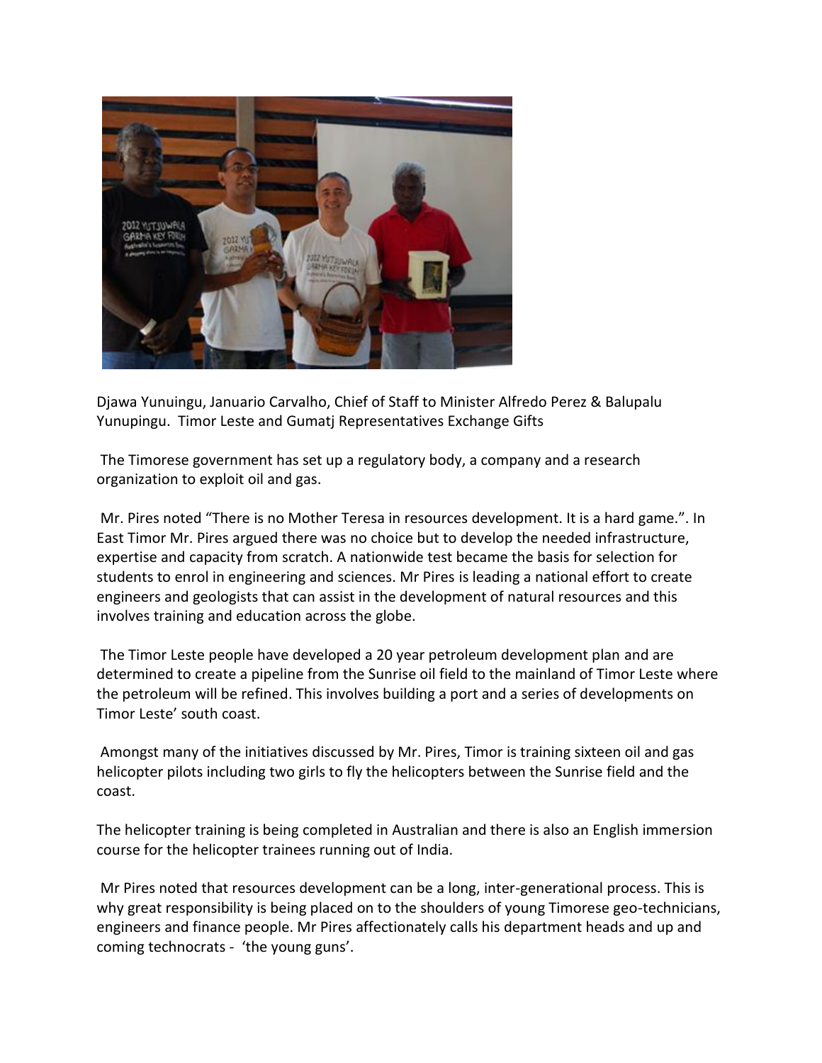Djawa Yunuingu, Januario Carvalho, Chief of Staff to Minister Alfredo Perez & Balupalu Yunupingu. Timor Leste and Gumatj Representatives Exchange Gifts

The Timorese government has set up a regulatory body, a company and a research organization to exploit oil and gas.

Mr. Pires noted "There is no Mother Teresa in resources development. It is a hard game.". In East Timor Mr. Pires argued there was no choice but to develop the needed infrastructure, expertise and capacity from scratch. A nationwide test became the basis for selection for students to enrol in engineering and sciences. Mr Pires is leading a national effort to create engineers and geologists that can assist in the development of natural resources and this involves training and education across the globe.

The Timor Leste people have developed a 20 year petroleum development plan and are determined to create a pipeline from the Sunrise oil field to the mainland of Timor Leste where the petroleum will be refined. This involves building a port and a series of developments on Timor Leste' south coast.

Amongst many of the initiatives discussed by Mr. Pires, Timor is training sixteen oil and gas helicopter pilots including two girls to fly the helicopters between the Sunrise field and the coast.

The helicopter training is being completed in Australian and there is also an English immersion course for the helicopter trainees running out of India.

Mr Pires noted that resources development can be a long, inter-generational process. This is why great responsibility is being placed on to the shoulders of young Timorese geo-technicians, engineers and finance people. Mr Pires affectionately calls his department heads and up and coming technocrats - 'the young guns'.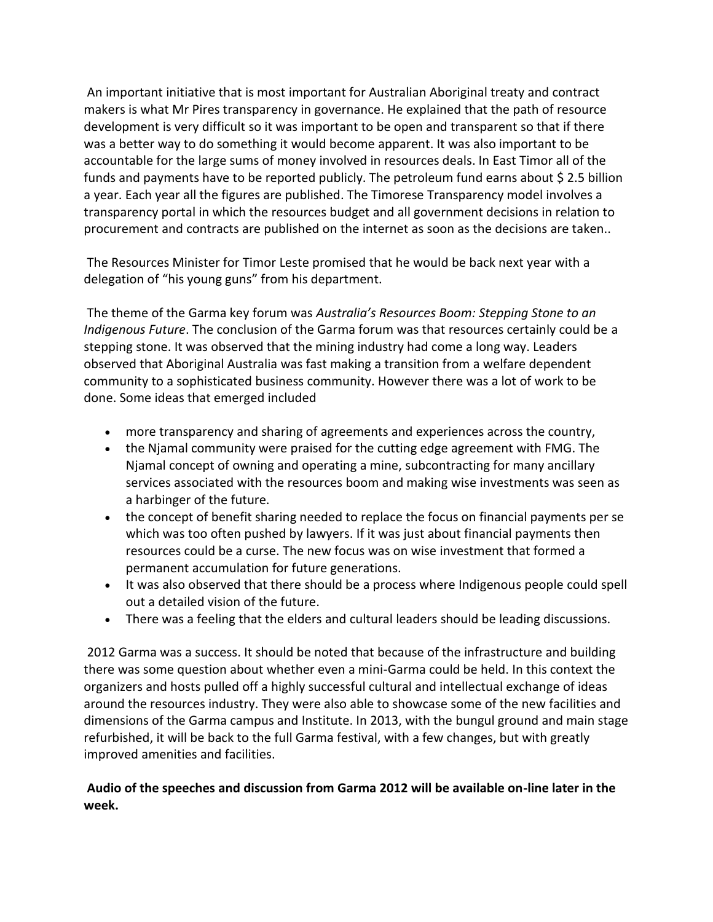An important initiative that is most important for Australian Aboriginal treaty and contract makers is what Mr Pires transparency in governance. He explained that the path of resource development is very difficult so it was important to be open and transparent so that if there was a better way to do something it would become apparent. It was also important to be accountable for the large sums of money involved in resources deals. In East Timor all of the funds and payments have to be reported publicly. The petroleum fund earns about $ 2.5 billion a year. Each year all the figures are published. The Timorese Transparency model involves a transparency portal in which the resources budget and all government decisions in relation to procurement and contracts are published on the internet as soon as the decisions are taken..

The Resources Minister for Timor Leste promised that he would be back next year with a delegation of "his young guns" from his department.

The theme of the Garma key forum was *Australia's Resources Boom: Stepping Stone to an Indigenous Future*. The conclusion of the Garma forum was that resources certainly could be a stepping stone. It was observed that the mining industry had come a long way. Leaders observed that Aboriginal Australia was fast making a transition from a welfare dependent community to a sophisticated business community. However there was a lot of work to be done. Some ideas that emerged included

- more transparency and sharing of agreements and experiences across the country,
- the Njamal community were praised for the cutting edge agreement with FMG. The Njamal concept of owning and operating a mine, subcontracting for many ancillary services associated with the resources boom and making wise investments was seen as a harbinger of the future.
- the concept of benefit sharing needed to replace the focus on financial payments per se which was too often pushed by lawyers. If it was just about financial payments then resources could be a curse. The new focus was on wise investment that formed a permanent accumulation for future generations.
- It was also observed that there should be a process where Indigenous people could spell out a detailed vision of the future.
- There was a feeling that the elders and cultural leaders should be leading discussions.

2012 Garma was a success. It should be noted that because of the infrastructure and building there was some question about whether even a mini-Garma could be held. In this context the organizers and hosts pulled off a highly successful cultural and intellectual exchange of ideas around the resources industry. They were also able to showcase some of the new facilities and dimensions of the Garma campus and Institute. In 2013, with the bungul ground and main stage refurbished, it will be back to the full Garma festival, with a few changes, but with greatly improved amenities and facilities.

**Audio of the speeches and discussion from Garma 2012 will be available on-line later in the week.**